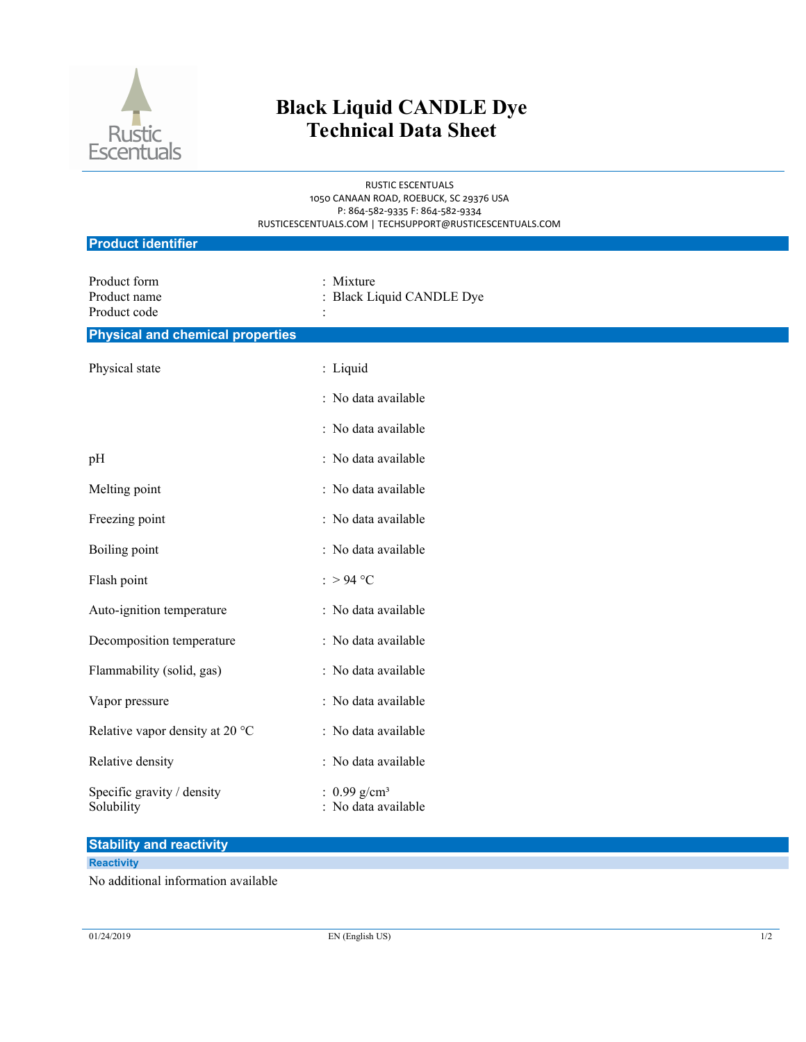# Black Liquid CANDLE Dye
# Technical Data Sheet

RUSTIC ESCENTUALS
1050 CANAAN ROAD, ROEBUCK, SC 29376 USA
P: 864-582-9335 F: 864-582-9334
RUSTICESCENTUALS.COM | TECHSUPPORT@RUSTICESCENTUALS.COM

## Product identifier

| | |
|---|---|
| Product form | : Mixture |
| Product name | : Black Liquid CANDLE Dye |
| Product code | : |

## Physical and chemical properties

| | |
|---|---|
| Physical state | : Liquid |
| | : No data available |
| | : No data available |
| pH | : No data available |
| Melting point | : No data available |
| Freezing point | : No data available |
| Boiling point | : No data available |
| Flash point | : > 94 °C |
| Auto-ignition temperature | : No data available |
| Decomposition temperature | : No data available |
| Flammability (solid, gas) | : No data available |
| Vapor pressure | : No data available |
| Relative vapor density at 20 °C | : No data available |
| Relative density | : No data available |
| Specific gravity / density | : 0.99 g/cm³ |
| Solubility | : No data available |

## Stability and reactivity

### Reactivity

No additional information available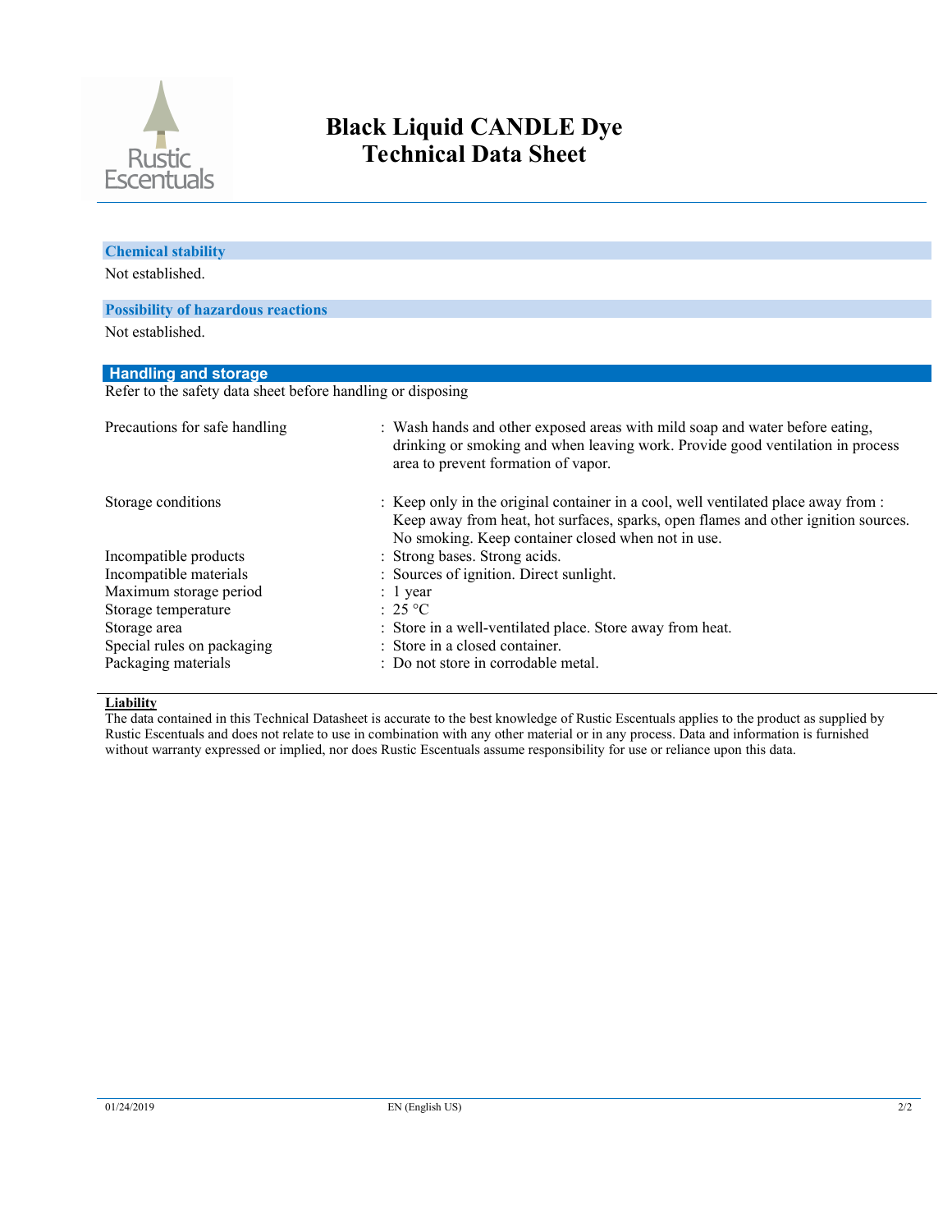# Black Liquid CANDLE Dye
# Technical Data Sheet

### Chemical stability

Not established.

### Possibility of hazardous reactions

Not established.

## Handling and storage

Refer to the safety data sheet before handling or disposing

| | |
|---|---|
| Precautions for safe handling | : Wash hands and other exposed areas with mild soap and water before eating, drinking or smoking and when leaving work. Provide good ventilation in process area to prevent formation of vapor. |
| Storage conditions | : Keep only in the original container in a cool, well ventilated place away from : Keep away from heat, hot surfaces, sparks, open flames and other ignition sources. No smoking. Keep container closed when not in use. |
| Incompatible products | : Strong bases. Strong acids. |
| Incompatible materials | : Sources of ignition. Direct sunlight. |
| Maximum storage period | : 1 year |
| Storage temperature | : 25 °C |
| Storage area | : Store in a well-ventilated place. Store away from heat. |
| Special rules on packaging | : Store in a closed container. |
| Packaging materials | : Do not store in corrodable metal. |

**Liability**

The data contained in this Technical Datasheet is accurate to the best knowledge of Rustic Escentuals applies to the product as supplied by Rustic Escentuals and does not relate to use in combination with any other material or in any process. Data and information is furnished without warranty expressed or implied, nor does Rustic Escentuals assume responsibility for use or reliance upon this data.

01/24/2019 EN (English US)